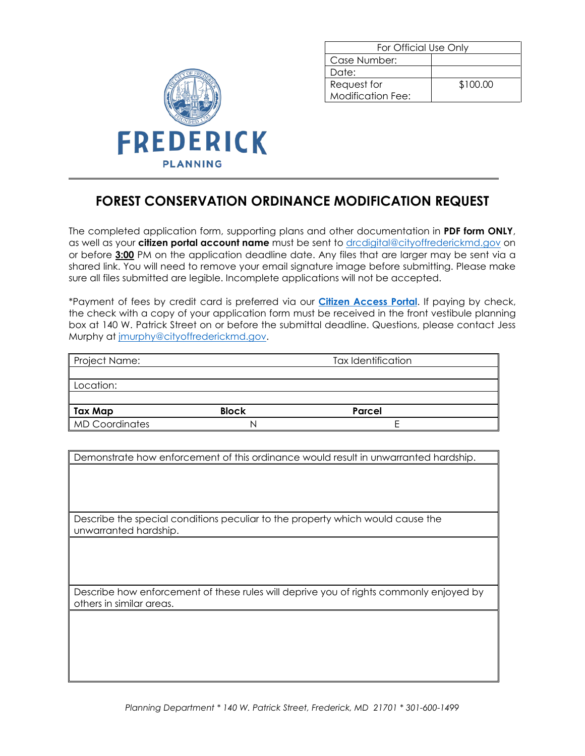| For Official Use Only | |
|---|---|
| Case Number: | |
| Date: | |
| Request for Modification Fee: | $100.00 |

FREDERICK

PLANNING

# FOREST CONSERVATION ORDINANCE MODIFICATION REQUEST

The completed application form, supporting plans and other documentation in **PDF form ONLY**, as well as your **citizen portal account name** must be sent to drcdigital@cityoffrederickmd.gov on or before **3:00** PM on the application deadline date. Any files that are larger may be sent via a shared link. You will need to remove your email signature image before submitting. Please make sure all files submitted are legible. Incomplete applications will not be accepted.

*Payment of fees by credit card is preferred via our **Citizen Access Portal**. If paying by check, the check with a copy of your application form must be received in the front vestibule planning box at 140 W. Patrick Street on or before the submittal deadline. Questions, please contact Jess Murphy at jmurphy@cityoffrederickmd.gov.

| Project Name: | | Tax Identification |
|---|---|---|
| | | |
| Location: | | |
| | | |
| **Tax Map** | **Block** | **Parcel** |
| MD Coordinates | N | E |

| Demonstrate how enforcement of this ordinance would result in unwarranted hardship. |
|---|
| |
| Describe the special conditions peculiar to the property which would cause the unwarranted hardship. |
| |
| Describe how enforcement of these rules will deprive you of rights commonly enjoyed by others in similar areas. |
| |

*Planning Department * 140 W. Patrick Street, Frederick, MD 21701 * 301-600-1499*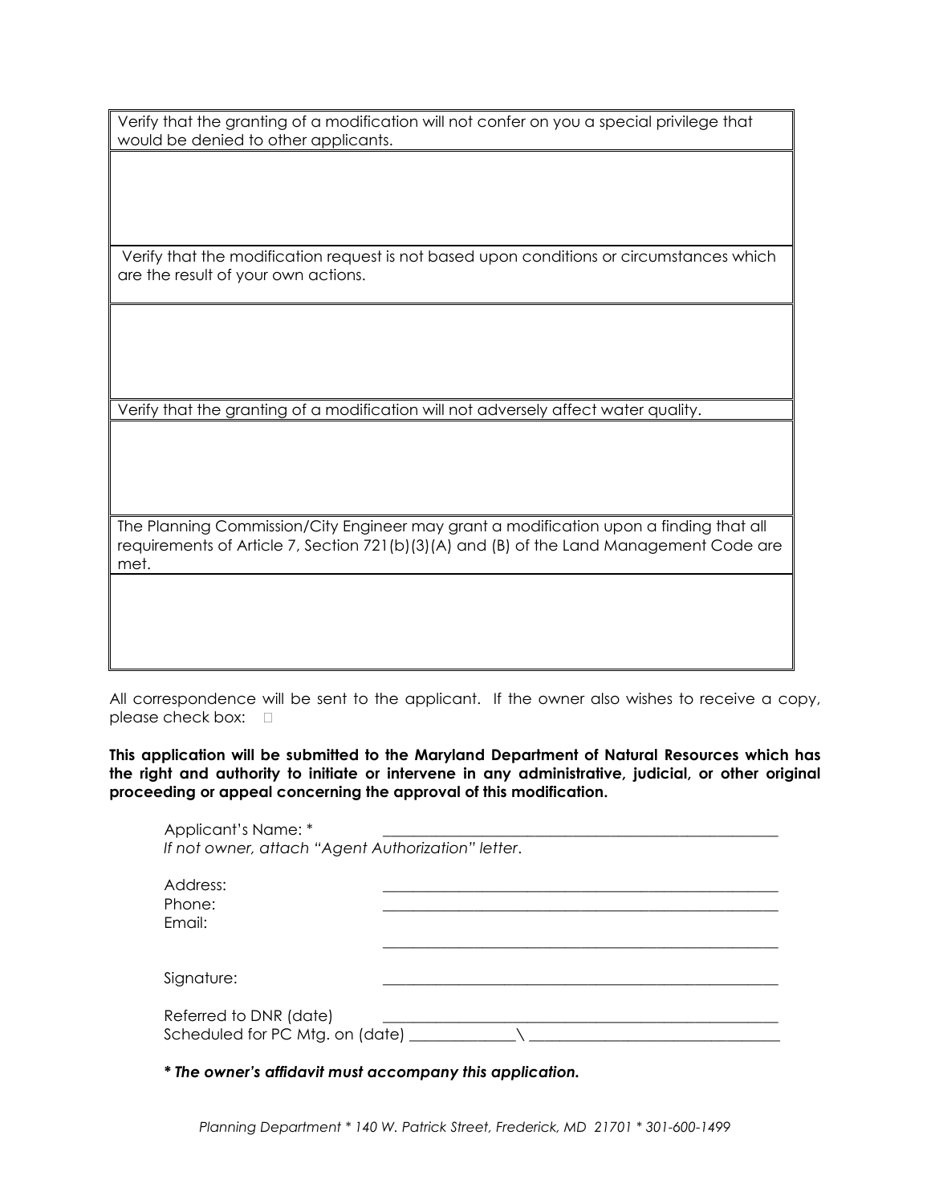| |
|---|
| Verify that the granting of a modification will not confer on you a special privilege that would be denied to other applicants. |
| |
| Verify that the modification request is not based upon conditions or circumstances which are the result of your own actions. |
| |
| Verify that the granting of a modification will not adversely affect water quality. |
| |
| The Planning Commission/City Engineer may grant a modification upon a finding that all requirements of Article 7, Section 721(b)(3)(A) and (B) of the Land Management Code are met. |
| |

All correspondence will be sent to the applicant. If the owner also wishes to receive a copy, please check box: ☐

**This application will be submitted to the Maryland Department of Natural Resources which has the right and authority to initiate or intervene in any administrative, judicial, or other original proceeding or appeal concerning the approval of this modification.**

Applicant's Name: * ______________________________________________
*If not owner, attach "Agent Authorization" letter.*

Address: ______________________________________________

Phone: ______________________________________________

Email: ______________________________________________

Signature: ______________________________________________

Referred to DNR (date) ______________________________________________

Scheduled for PC Mtg. on (date) _____________\ ______________________________

***\* The owner's affidavit must accompany this application.***

*Planning Department * 140 W. Patrick Street, Frederick, MD 21701 * 301-600-1499*